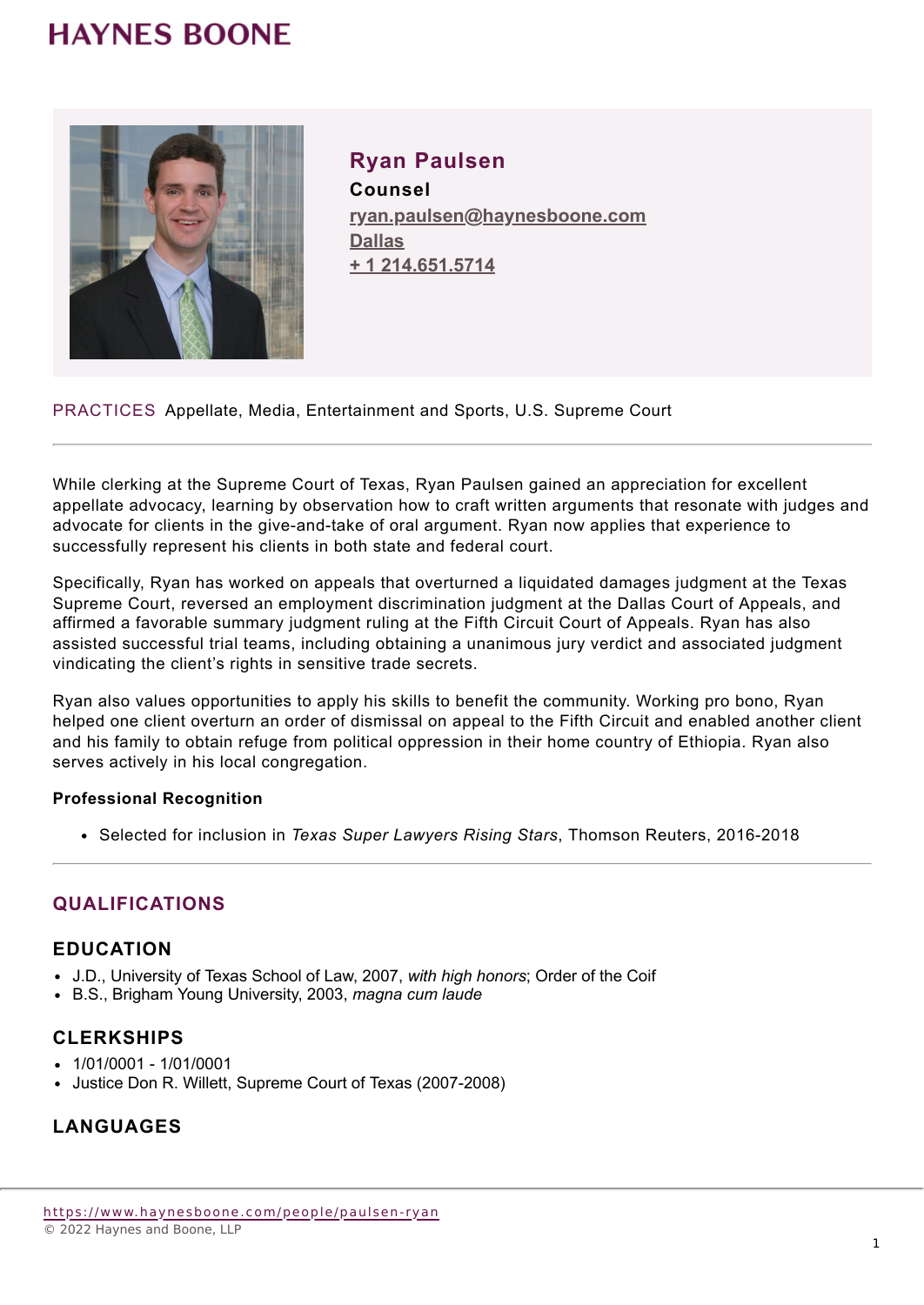# HAYNES BOONE

## Ryan Paulsen

**Counsel**

ryan.paulsen@haynesboone.com

Dallas

+ 1 214.651.5714

PRACTICES Appellate, Media, Entertainment and Sports, U.S. Supreme Court

---

While clerking at the Supreme Court of Texas, Ryan Paulsen gained an appreciation for excellent appellate advocacy, learning by observation how to craft written arguments that resonate with judges and advocate for clients in the give-and-take of oral argument. Ryan now applies that experience to successfully represent his clients in both state and federal court.

Specifically, Ryan has worked on appeals that overturned a liquidated damages judgment at the Texas Supreme Court, reversed an employment discrimination judgment at the Dallas Court of Appeals, and affirmed a favorable summary judgment ruling at the Fifth Circuit Court of Appeals. Ryan has also assisted successful trial teams, including obtaining a unanimous jury verdict and associated judgment vindicating the client's rights in sensitive trade secrets.

Ryan also values opportunities to apply his skills to benefit the community. Working pro bono, Ryan helped one client overturn an order of dismissal on appeal to the Fifth Circuit and enabled another client and his family to obtain refuge from political oppression in their home country of Ethiopia. Ryan also serves actively in his local congregation.

**Professional Recognition**

- Selected for inclusion in *Texas Super Lawyers Rising Stars*, Thomson Reuters, 2016-2018

---

## QUALIFICATIONS

### EDUCATION

- J.D., University of Texas School of Law, 2007, *with high honors*; Order of the Coif
- B.S., Brigham Young University, 2003, *magna cum laude*

### CLERKSHIPS

- 1/01/0001 - 1/01/0001
- Justice Don R. Willett, Supreme Court of Texas (2007-2008)

### LANGUAGES

https://www.haynesboone.com/people/paulsen-ryan

© 2022 Haynes and Boone, LLP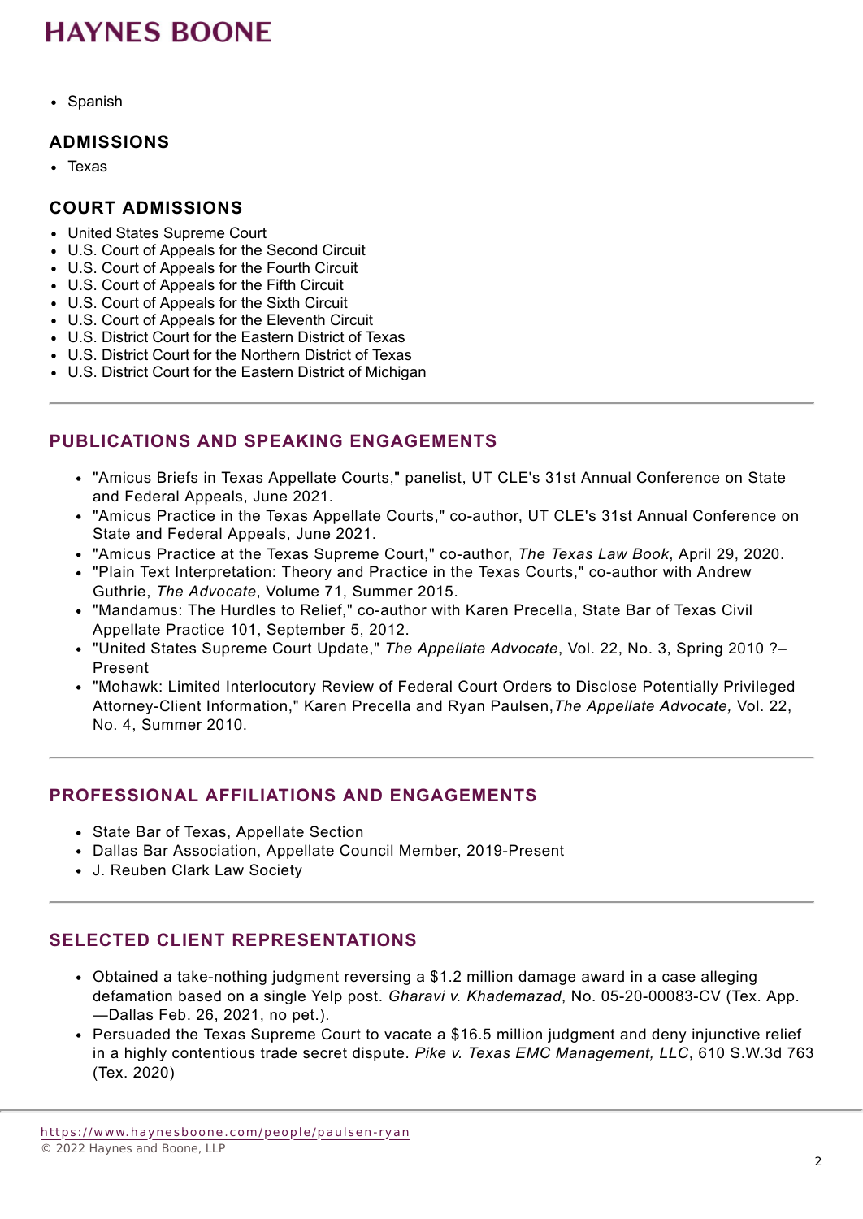- Spanish

## ADMISSIONS

- Texas

## COURT ADMISSIONS

- United States Supreme Court
- U.S. Court of Appeals for the Second Circuit
- U.S. Court of Appeals for the Fourth Circuit
- U.S. Court of Appeals for the Fifth Circuit
- U.S. Court of Appeals for the Sixth Circuit
- U.S. Court of Appeals for the Eleventh Circuit
- U.S. District Court for the Eastern District of Texas
- U.S. District Court for the Northern District of Texas
- U.S. District Court for the Eastern District of Michigan

## PUBLICATIONS AND SPEAKING ENGAGEMENTS

- "Amicus Briefs in Texas Appellate Courts," panelist, UT CLE's 31st Annual Conference on State and Federal Appeals, June 2021.
- "Amicus Practice in the Texas Appellate Courts," co-author, UT CLE's 31st Annual Conference on State and Federal Appeals, June 2021.
- "Amicus Practice at the Texas Supreme Court," co-author, *The Texas Law Book*, April 29, 2020.
- "Plain Text Interpretation: Theory and Practice in the Texas Courts," co-author with Andrew Guthrie, *The Advocate*, Volume 71, Summer 2015.
- "Mandamus: The Hurdles to Relief," co-author with Karen Precella, State Bar of Texas Civil Appellate Practice 101, September 5, 2012.
- "United States Supreme Court Update," *The Appellate Advocate*, Vol. 22, No. 3, Spring 2010 ?– Present
- "Mohawk: Limited Interlocutory Review of Federal Court Orders to Disclose Potentially Privileged Attorney-Client Information," Karen Precella and Ryan Paulsen, *The Appellate Advocate,* Vol. 22, No. 4, Summer 2010.

## PROFESSIONAL AFFILIATIONS AND ENGAGEMENTS

- State Bar of Texas, Appellate Section
- Dallas Bar Association, Appellate Council Member, 2019-Present
- J. Reuben Clark Law Society

## SELECTED CLIENT REPRESENTATIONS

- Obtained a take-nothing judgment reversing a $1.2 million damage award in a case alleging defamation based on a single Yelp post. *Gharavi v. Khademazad*, No. 05-20-00083-CV (Tex. App.—Dallas Feb. 26, 2021, no pet.).
- Persuaded the Texas Supreme Court to vacate a $16.5 million judgment and deny injunctive relief in a highly contentious trade secret dispute. *Pike v. Texas EMC Management, LLC*, 610 S.W.3d 763 (Tex. 2020)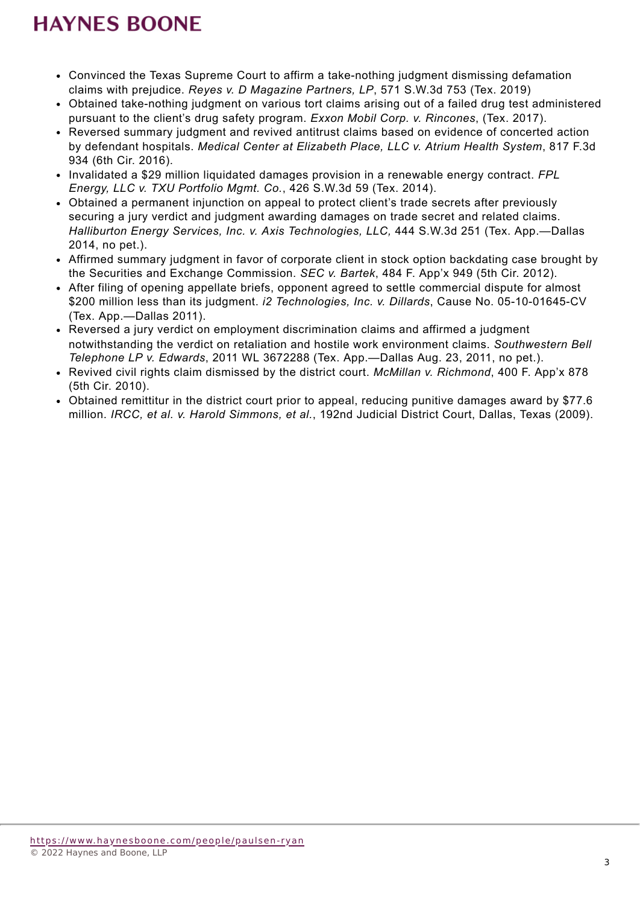- Convinced the Texas Supreme Court to affirm a take-nothing judgment dismissing defamation claims with prejudice. *Reyes v. D Magazine Partners, LP*, 571 S.W.3d 753 (Tex. 2019)
- Obtained take-nothing judgment on various tort claims arising out of a failed drug test administered pursuant to the client's drug safety program. *Exxon Mobil Corp. v. Rincones*, (Tex. 2017).
- Reversed summary judgment and revived antitrust claims based on evidence of concerted action by defendant hospitals. *Medical Center at Elizabeth Place, LLC v. Atrium Health System*, 817 F.3d 934 (6th Cir. 2016).
- Invalidated a $29 million liquidated damages provision in a renewable energy contract. *FPL Energy, LLC v. TXU Portfolio Mgmt. Co.*, 426 S.W.3d 59 (Tex. 2014).
- Obtained a permanent injunction on appeal to protect client's trade secrets after previously securing a jury verdict and judgment awarding damages on trade secret and related claims. *Halliburton Energy Services, Inc. v. Axis Technologies, LLC,* 444 S.W.3d 251 (Tex. App.—Dallas 2014, no pet.).
- Affirmed summary judgment in favor of corporate client in stock option backdating case brought by the Securities and Exchange Commission. *SEC v. Bartek*, 484 F. App'x 949 (5th Cir. 2012).
- After filing of opening appellate briefs, opponent agreed to settle commercial dispute for almost $200 million less than its judgment. *i2 Technologies, Inc. v. Dillards*, Cause No. 05-10-01645-CV (Tex. App.—Dallas 2011).
- Reversed a jury verdict on employment discrimination claims and affirmed a judgment notwithstanding the verdict on retaliation and hostile work environment claims. *Southwestern Bell Telephone LP v. Edwards*, 2011 WL 3672288 (Tex. App.—Dallas Aug. 23, 2011, no pet.).
- Revived civil rights claim dismissed by the district court. *McMillan v. Richmond*, 400 F. App'x 878 (5th Cir. 2010).
- Obtained remittitur in the district court prior to appeal, reducing punitive damages award by $77.6 million. *IRCC, et al. v. Harold Simmons, et al.*, 192nd Judicial District Court, Dallas, Texas (2009).